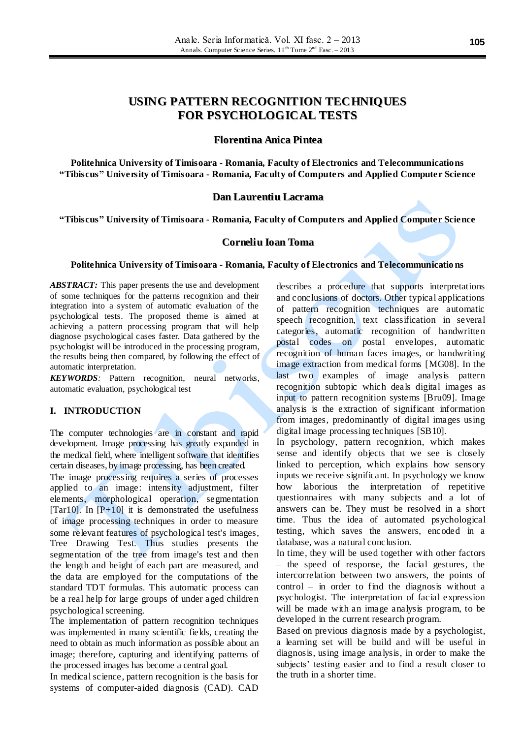# USING PATTERN RECOGNITION TECHNIQUES FOR PSYCHOLOGICAL TESTS

**Florentina Anica Pintea**

**Politehnica University of Timisoara - Romania, Faculty of Electronics and Telecommunications**
**"Tibiscus" University of Timisoara - Romania, Faculty of Computers and Applied Computer Science**

**Dan Laurentiu Lacrama**

**"Tibiscus" University of Timisoara - Romania, Faculty of Computers and Applied Computer Science**

**Corneliu Ioan Toma**

**Politehnica University of Timisoara - Romania, Faculty of Electronics and Telecommunications**

***ABSTRACT:*** This paper presents the use and development of some techniques for the patterns recognition and their integration into a system of automatic evaluation of the psychological tests. The proposed theme is aimed at achieving a pattern processing program that will help diagnose psychological cases faster. Data gathered by the psychologist will be introduced in the processing program, the results being then compared, by following the effect of automatic interpretation.

***KEYWORDS****:* Pattern recognition, neural networks, automatic evaluation, psychological test

## I. INTRODUCTION

The computer technologies are in constant and rapid development. Image processing has greatly expanded in the medical field, where intelligent software that identifies certain diseases, by image processing, has been created.

The image processing requires a series of processes applied to an image: intensity adjustment, filter elements, morphological operation, segmentation [Tar10]. In [P+10] it is demonstrated the usefulness of image processing techniques in order to measure some relevant features of psychological test's images, Tree Drawing Test. Thus studies presents the segmentation of the tree from image's test and then the length and height of each part are measured, and the data are employed for the computations of the standard TDT formulas. This automatic process can be a real help for large groups of under aged children psychological screening.

The implementation of pattern recognition techniques was implemented in many scientific fields, creating the need to obtain as much information as possible about an image; therefore, capturing and identifying patterns of the processed images has become a central goal.

In medical science, pattern recognition is the basis for systems of computer-aided diagnosis (CAD). CAD describes a procedure that supports interpretations and conclusions of doctors. Other typical applications of pattern recognition techniques are automatic speech recognition, text classification in several categories, automatic recognition of handwritten postal codes on postal envelopes, automatic recognition of human faces images, or handwriting image extraction from medical forms [MG08]. In the last two examples of image analysis pattern recognition subtopic which deals digital images as input to pattern recognition systems [Bru09]. Image analysis is the extraction of significant information from images, predominantly of digital images using digital image processing techniques [SB10].

In psychology, pattern recognition, which makes sense and identify objects that we see is closely linked to perception, which explains how sensory inputs we receive significant. In psychology we know how laborious the interpretation of repetitive questionnaires with many subjects and a lot of answers can be. They must be resolved in a short time. Thus the idea of automated psychological testing, which saves the answers, encoded in a database, was a natural conclusion.

In time, they will be used together with other factors – the speed of response, the facial gestures, the intercorrelation between two answers, the points of control – in order to find the diagnosis without a psychologist. The interpretation of facial expression will be made with an image analysis program, to be developed in the current research program.

Based on previous diagnosis made by a psychologist, a learning set will be build and will be useful in diagnosis, using image analysis, in order to make the subjects' testing easier and to find a result closer to the truth in a shorter time.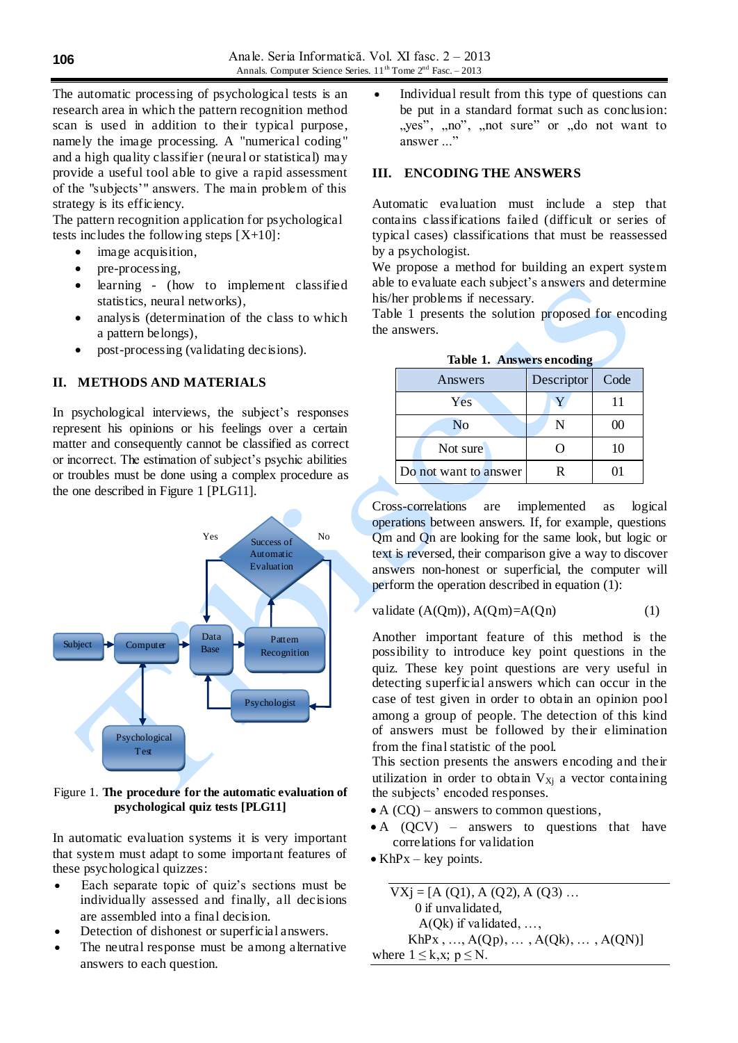The automatic processing of psychological tests is an research area in which the pattern recognition method scan is used in addition to their typical purpose, namely the image processing. A "numerical coding" and a high quality classifier (neural or statistical) may provide a useful tool able to give a rapid assessment of the "subjects'" answers. The main problem of this strategy is its efficiency.

The pattern recognition application for psychological tests includes the following steps [X+10]:

- image acquisition,
- pre-processing,
- learning - (how to implement classified statistics, neural networks),
- analysis (determination of the class to which a pattern belongs),
- post-processing (validating decisions).

## II. METHODS AND MATERIALS

In psychological interviews, the subject's responses represent his opinions or his feelings over a certain matter and consequently cannot be classified as correct or incorrect. The estimation of subject's psychic abilities or troubles must be done using a complex procedure as the one described in Figure 1 [PLG11].

Figure 1. **The procedure for the automatic evaluation of psychological quiz tests [PLG11]**

In automatic evaluation systems it is very important that system must adapt to some important features of these psychological quizzes:

- Each separate topic of quiz's sections must be individually assessed and finally, all decisions are assembled into a final decision.
- Detection of dishonest or superficial answers.
- The neutral response must be among alternative answers to each question.
- Individual result from this type of questions can be put in a standard format such as conclusion: „yes", „no", „not sure" or „do not want to answer ..."

## III. ENCODING THE ANSWERS

Automatic evaluation must include a step that contains classifications failed (difficult or series of typical cases) classifications that must be reassessed by a psychologist.

We propose a method for building an expert system able to evaluate each subject's answers and determine his/her problems if necessary.

Table 1 presents the solution proposed for encoding the answers.

**Table 1. Answers encoding**

| Answers | Descriptor | Code |
|---|---|---|
| Yes | Y | 11 |
| No | N | 00 |
| Not sure | O | 10 |
| Do not want to answer | R | 01 |

Cross-correlations are implemented as logical operations between answers. If, for example, questions Qm and Qn are looking for the same look, but logic or text is reversed, their comparison give a way to discover answers non-honest or superficial, the computer will perform the operation described in equation (1):

$$\text{validate } (A(Qm)),\ A(Qm)=A(Qn) \qquad (1)$$

Another important feature of this method is the possibility to introduce key point questions in the quiz. These key point questions are very useful in detecting superficial answers which can occur in the case of test given in order to obtain an opinion pool among a group of people. The detection of this kind of answers must be followed by their elimination from the final statistic of the pool.

This section presents the answers encoding and their utilization in order to obtain $V_{Xj}$ a vector containing the subjects' encoded responses.

- A (CQ) – answers to common questions,
- A (QCV) – answers to questions that have correlations for validation
- KhPx – key points.

$$VXj = [A (Q1), A (Q2), A (Q3) \ldots$$
$$0 \text{ if unvalidated},$$
$$A(Qk) \text{ if validated}, \ldots,$$
$$KhPx , \ldots, A(Qp), \ldots , A(Qk), \ldots , A(QN)]$$

where $1 \le k,x;\ p \le N$.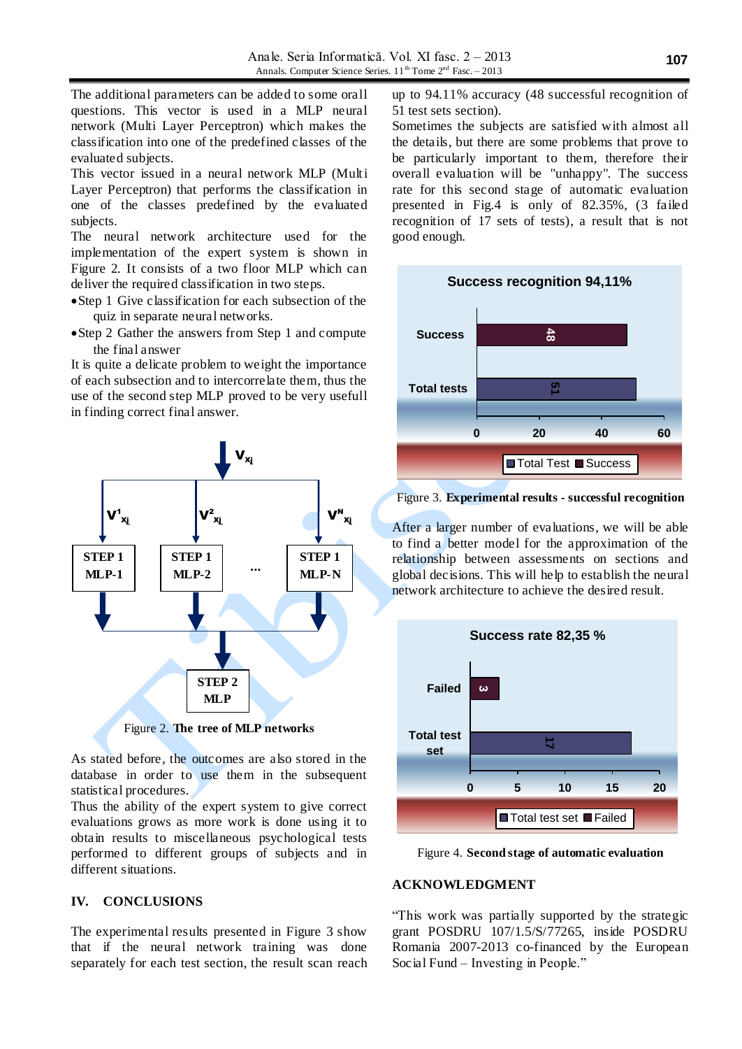The additional parameters can be added to some orall questions. This vector is used in a MLP neural network (Multi Layer Perceptron) which makes the classification into one of the predefined classes of the evaluated subjects.

This vector issued in a neural network MLP (Multi Layer Perceptron) that performs the classification in one of the classes predefined by the evaluated subjects.

The neural network architecture used for the implementation of the expert system is shown in Figure 2. It consists of a two floor MLP which can deliver the required classification in two steps.

- Step 1 Give classification for each subsection of the quiz in separate neural networks.
- Step 2 Gather the answers from Step 1 and compute the final answer

It is quite a delicate problem to weight the importance of each subsection and to intercorrelate them, thus the use of the second step MLP proved to be very usefull in finding correct final answer.

Figure 2. **The tree of MLP networks**

As stated before, the outcomes are also stored in the database in order to use them in the subsequent statistical procedures.

Thus the ability of the expert system to give correct evaluations grows as more work is done using it to obtain results to miscellaneous psychological tests performed to different groups of subjects and in different situations.

## IV. CONCLUSIONS

The experimental results presented in Figure 3 show that if the neural network training was done separately for each test section, the result scan reach up to 94.11% accuracy (48 successful recognition of 51 test sets section).

Sometimes the subjects are satisfied with almost all the details, but there are some problems that prove to be particularly important to them, therefore their overall evaluation will be "unhappy". The success rate for this second stage of automatic evaluation presented in Fig.4 is only of 82.35%, (3 failed recognition of 17 sets of tests), a result that is not good enough.

Figure 3. **Experimental results - successful recognition**

After a larger number of evaluations, we will be able to find a better model for the approximation of the relationship between assessments on sections and global decisions. This will help to establish the neural network architecture to achieve the desired result.

Figure 4. **Second stage of automatic evaluation**

## ACKNOWLEDGMENT

"This work was partially supported by the strategic grant POSDRU 107/1.5/S/77265, inside POSDRU Romania 2007-2013 co-financed by the European Social Fund – Investing in People."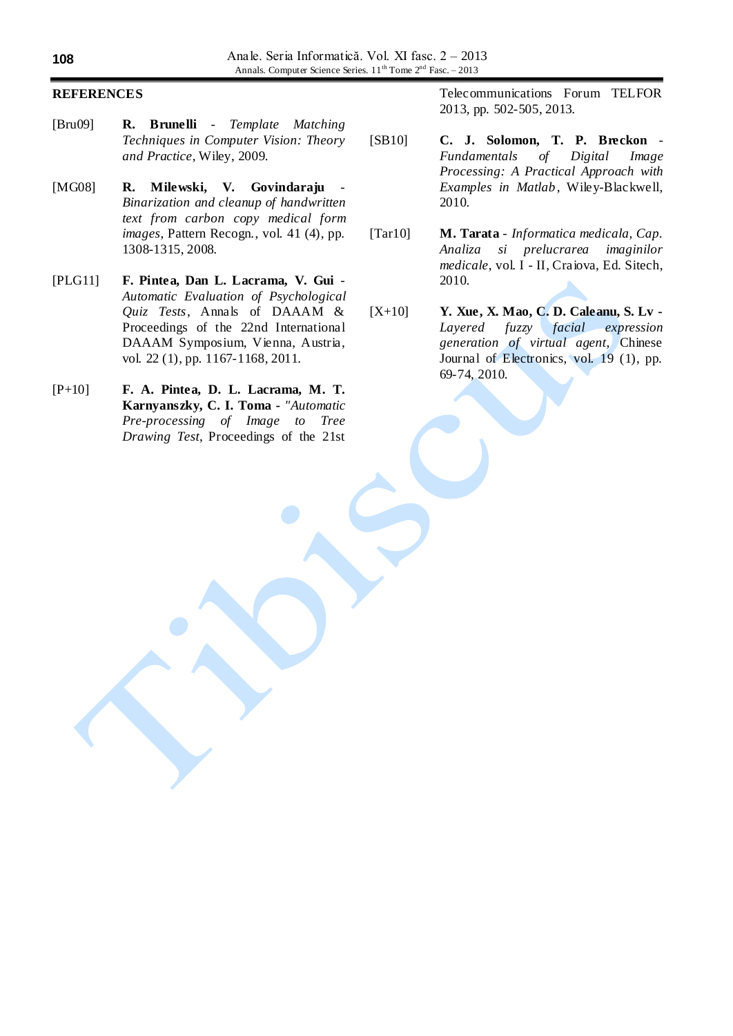## REFERENCES

[Bru09] **R. Brunelli** - *Template Matching Techniques in Computer Vision: Theory and Practice*, Wiley, 2009.

[MG08] **R. Milewski, V. Govindaraju** - *Binarization and cleanup of handwritten text from carbon copy medical form images*, Pattern Recogn., vol. 41 (4), pp. 1308-1315, 2008.

[PLG11] **F. Pintea, Dan L. Lacrama, V. Gui** - *Automatic Evaluation of Psychological Quiz Tests*, Annals of DAAAM & Proceedings of the 22nd International DAAAM Symposium, Vienna, Austria, vol. 22 (1), pp. 1167-1168, 2011.

[P+10] **F. A. Pintea, D. L. Lacrama, M. T. Karnyanszky, C. I. Toma** - "*Automatic Pre-processing of Image to Tree Drawing Test*, Proceedings of the 21st Telecommunications Forum TELFOR 2013, pp. 502-505, 2013.

[SB10] **C. J. Solomon, T. P. Breckon** - *Fundamentals of Digital Image Processing: A Practical Approach with Examples in Matlab*, Wiley-Blackwell, 2010.

[Tar10] **M. Tarata** - *Informatica medicala, Cap. Analiza si prelucrarea imaginilor medicale*, vol. I - II, Craiova, Ed. Sitech, 2010.

[X+10] **Y. Xue, X. Mao, C. D. Caleanu, S. Lv** - *Layered fuzzy facial expression generation of virtual agent*, Chinese Journal of Electronics, vol. 19 (1), pp. 69-74, 2010.